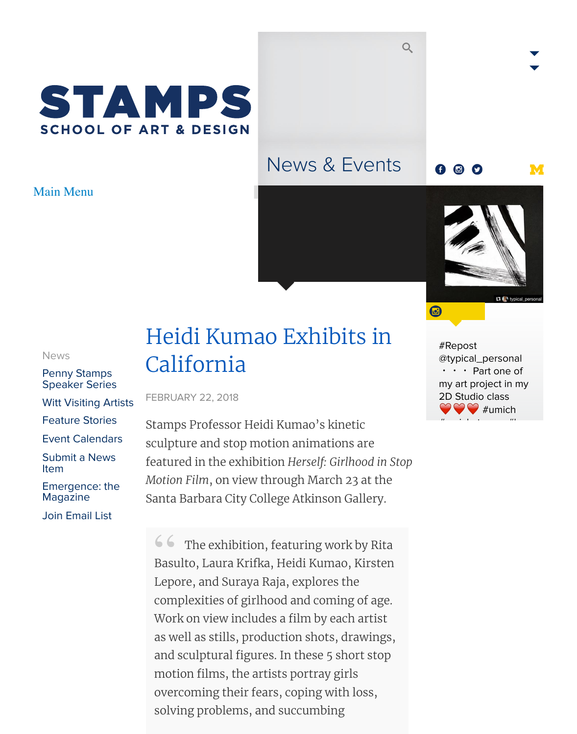# STAMPS
SCHOOL OF ART & DESIGN

News & Events

Main Menu

#Repost @typical_personal • • • Part one of my art project in my 2D Studio class ❤️❤️❤️ #umich

News

- Penny Stamps Speaker Series
- Witt Visiting Artists
- Feature Stories
- Event Calendars
- Submit a News Item
- Emergence: the Magazine
- Join Email List

# Heidi Kumao Exhibits in California

FEBRUARY 22, 2018

Stamps Professor Heidi Kumao's kinetic sculpture and stop motion animations are featured in the exhibition *Herself: Girlhood in Stop Motion Film*, on view through March 23 at the Santa Barbara City College Atkinson Gallery.

> The exhibition, featuring work by Rita Basulto, Laura Krifka, Heidi Kumao, Kirsten Lepore, and Suraya Raja, explores the complexities of girlhood and coming of age. Work on view includes a film by each artist as well as stills, production shots, drawings, and sculptural figures. In these 5 short stop motion films, the artists portray girls overcoming their fears, coping with loss, solving problems, and succumbing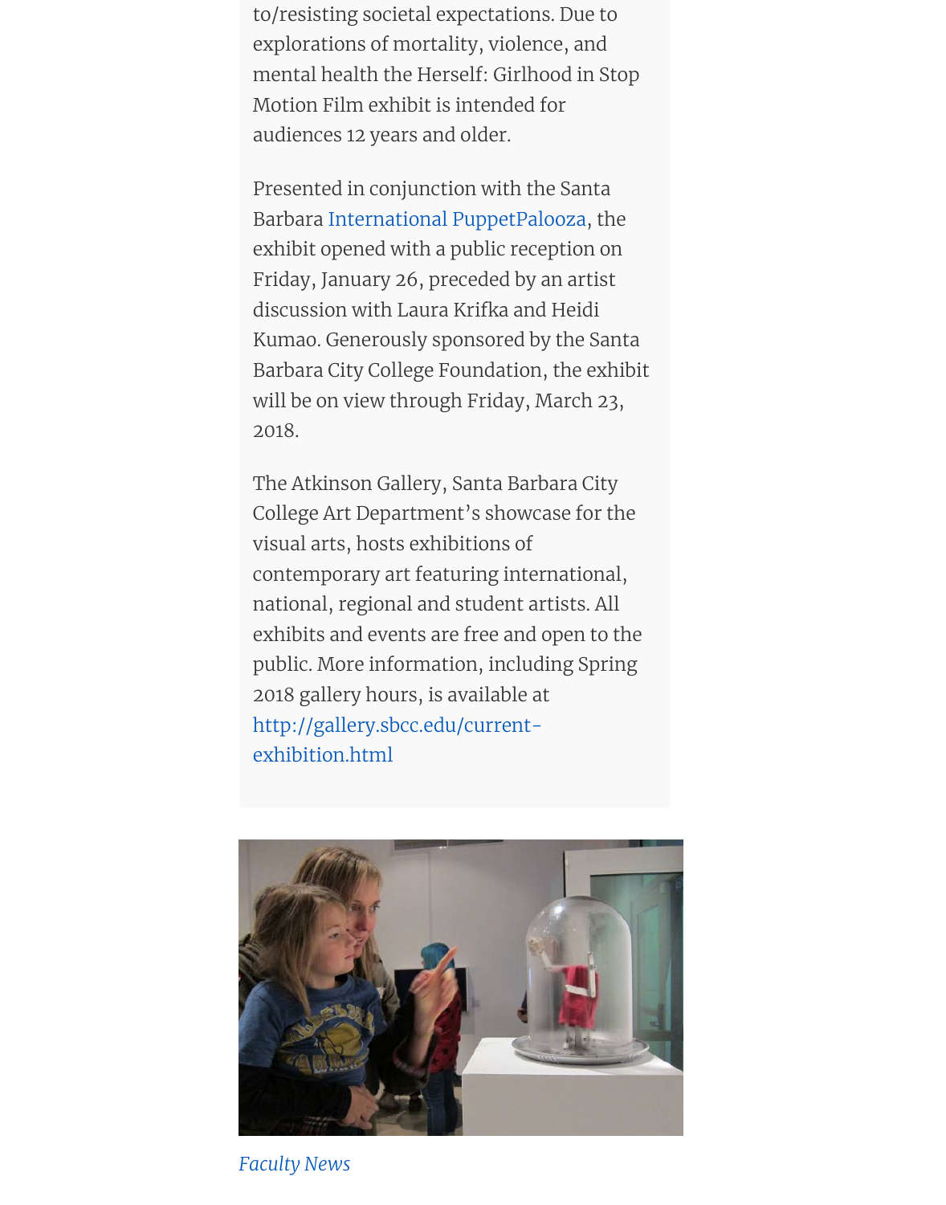to/resisting societal expectations. Due to explorations of mortality, violence, and mental health the Herself: Girlhood in Stop Motion Film exhibit is intended for audiences 12 years and older.

Presented in conjunction with the Santa Barbara International PuppetPalooza, the exhibit opened with a public reception on Friday, January 26, preceded by an artist discussion with Laura Krifka and Heidi Kumao. Generously sponsored by the Santa Barbara City College Foundation, the exhibit will be on view through Friday, March 23, 2018.

The Atkinson Gallery, Santa Barbara City College Art Department's showcase for the visual arts, hosts exhibitions of contemporary art featuring international, national, regional and student artists. All exhibits and events are free and open to the public. More information, including Spring 2018 gallery hours, is available at http://gallery.sbcc.edu/current-exhibition.html

*Faculty News*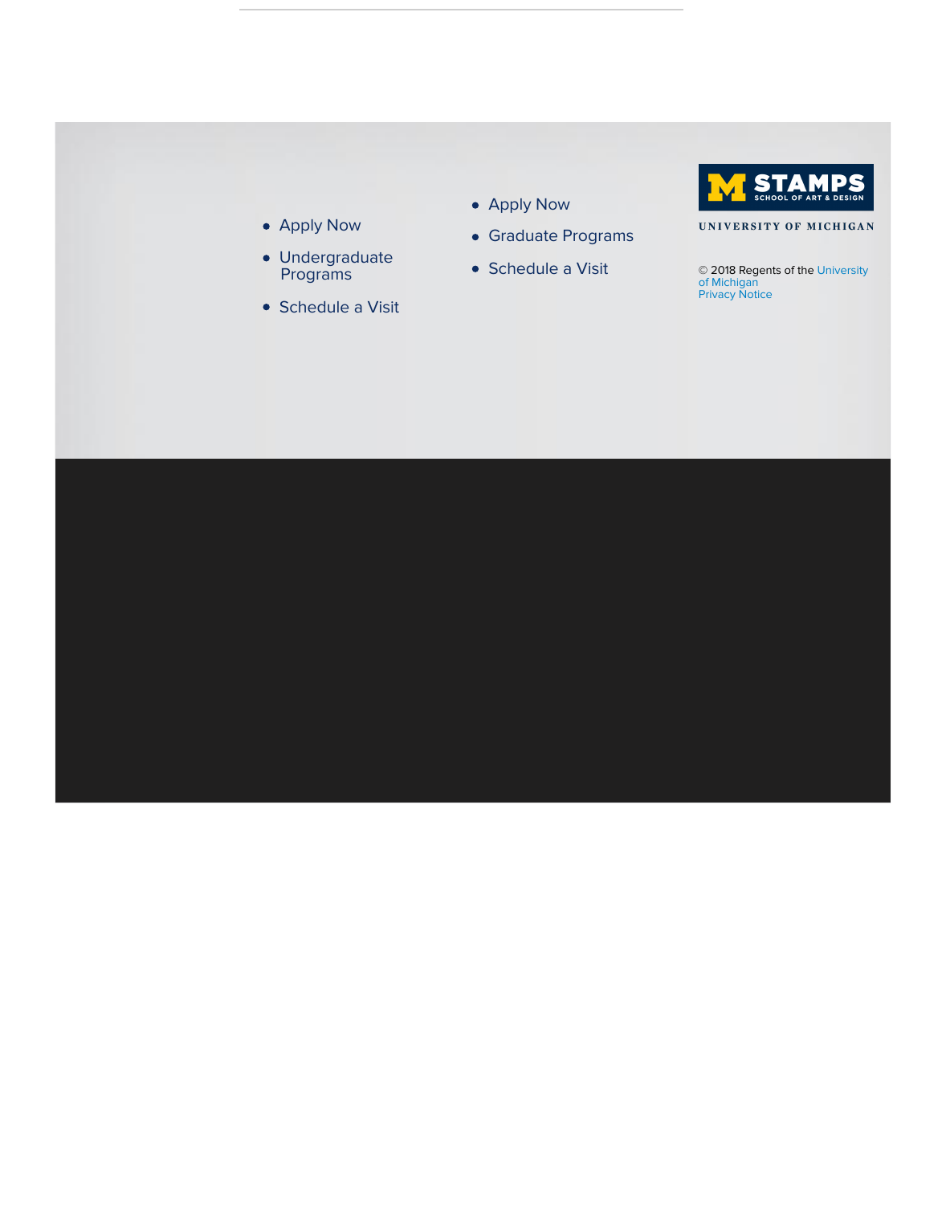- Apply Now
- Undergraduate Programs
- Schedule a Visit

- Apply Now
- Graduate Programs
- Schedule a Visit

STAMPS SCHOOL OF ART & DESIGN

UNIVERSITY OF MICHIGAN

© 2018 Regents of the University of Michigan
Privacy Notice